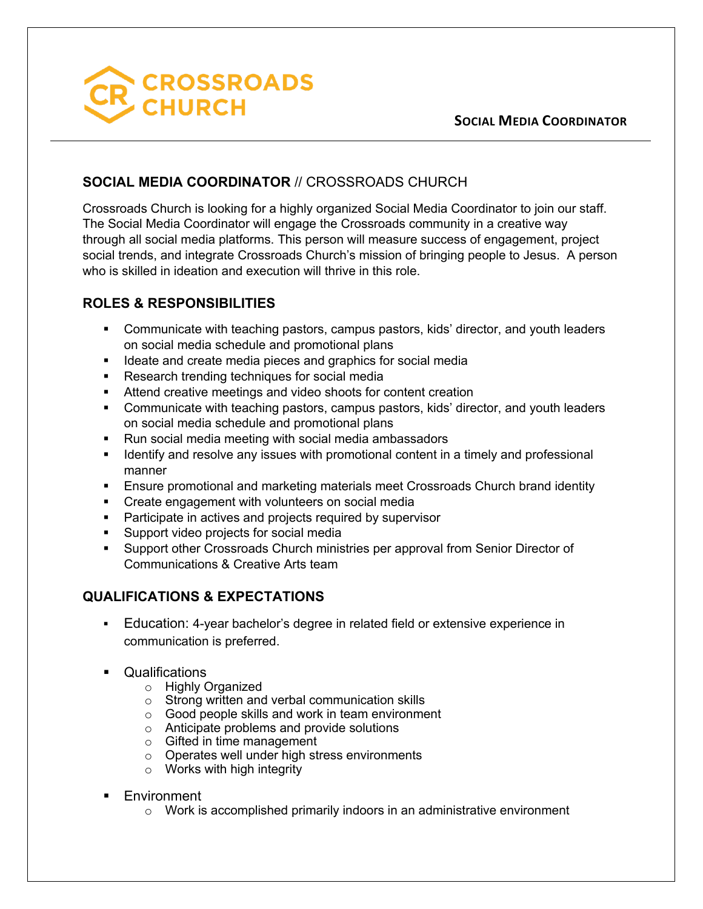CROSSROADS CHURCH

SOCIAL MEDIA COORDINATOR

## SOCIAL MEDIA COORDINATOR // CROSSROADS CHURCH

Crossroads Church is looking for a highly organized Social Media Coordinator to join our staff. The Social Media Coordinator will engage the Crossroads community in a creative way through all social media platforms. This person will measure success of engagement, project social trends, and integrate Crossroads Church's mission of bringing people to Jesus. A person who is skilled in ideation and execution will thrive in this role.

## ROLES & RESPONSIBILITIES

- Communicate with teaching pastors, campus pastors, kids' director, and youth leaders on social media schedule and promotional plans
- Ideate and create media pieces and graphics for social media
- Research trending techniques for social media
- Attend creative meetings and video shoots for content creation
- Communicate with teaching pastors, campus pastors, kids' director, and youth leaders on social media schedule and promotional plans
- Run social media meeting with social media ambassadors
- Identify and resolve any issues with promotional content in a timely and professional manner
- Ensure promotional and marketing materials meet Crossroads Church brand identity
- Create engagement with volunteers on social media
- Participate in actives and projects required by supervisor
- Support video projects for social media
- Support other Crossroads Church ministries per approval from Senior Director of Communications & Creative Arts team

## QUALIFICATIONS & EXPECTATIONS

- Education: 4-year bachelor's degree in related field or extensive experience in communication is preferred.

- Qualifications
  - Highly Organized
  - Strong written and verbal communication skills
  - Good people skills and work in team environment
  - Anticipate problems and provide solutions
  - Gifted in time management
  - Operates well under high stress environments
  - Works with high integrity

- Environment
  - Work is accomplished primarily indoors in an administrative environment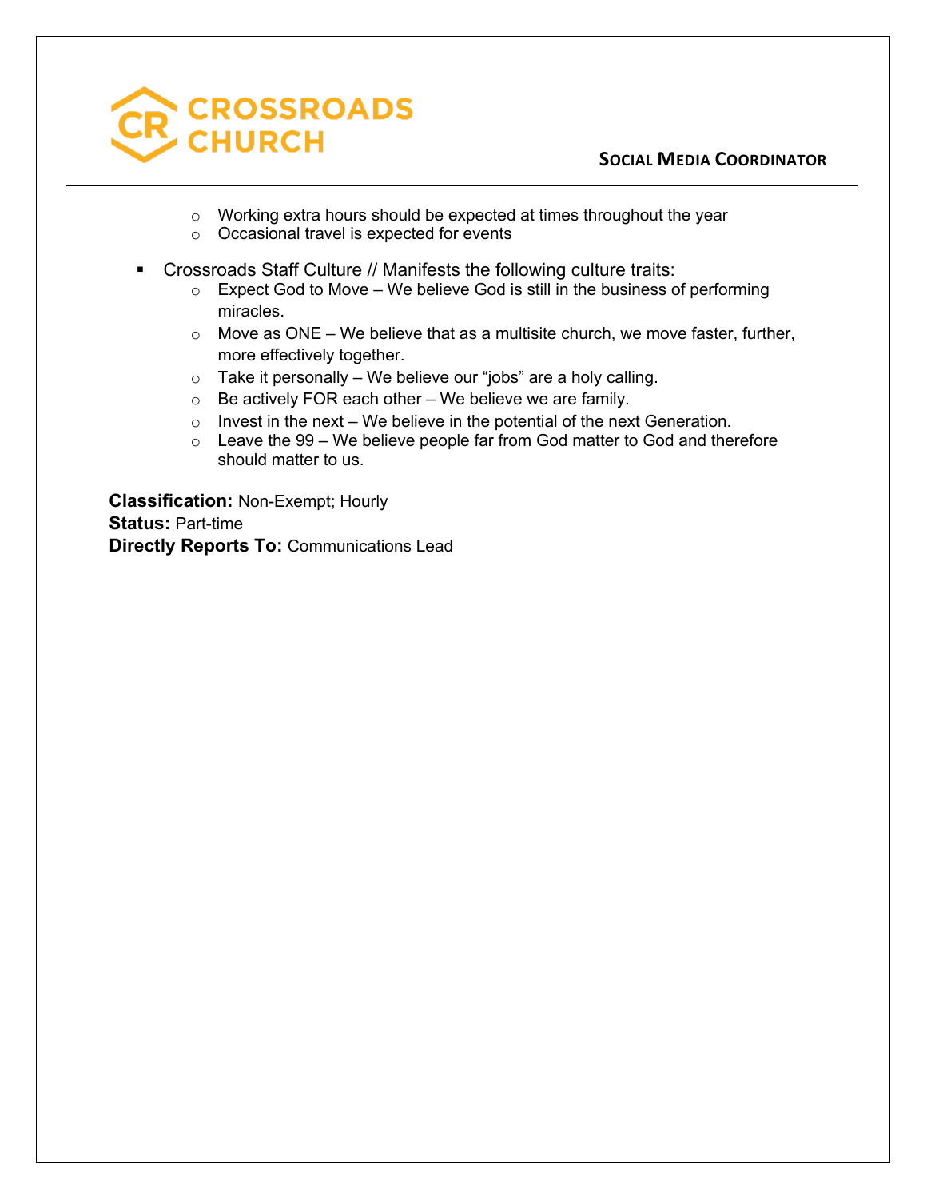- Working extra hours should be expected at times throughout the year
- Occasional travel is expected for events

- Crossroads Staff Culture // Manifests the following culture traits:
  - Expect God to Move – We believe God is still in the business of performing miracles.
  - Move as ONE – We believe that as a multisite church, we move faster, further, more effectively together.
  - Take it personally – We believe our "jobs" are a holy calling.
  - Be actively FOR each other – We believe we are family.
  - Invest in the next – We believe in the potential of the next Generation.
  - Leave the 99 – We believe people far from God matter to God and therefore should matter to us.

**Classification:** Non-Exempt; Hourly
**Status:** Part-time
**Directly Reports To:** Communications Lead